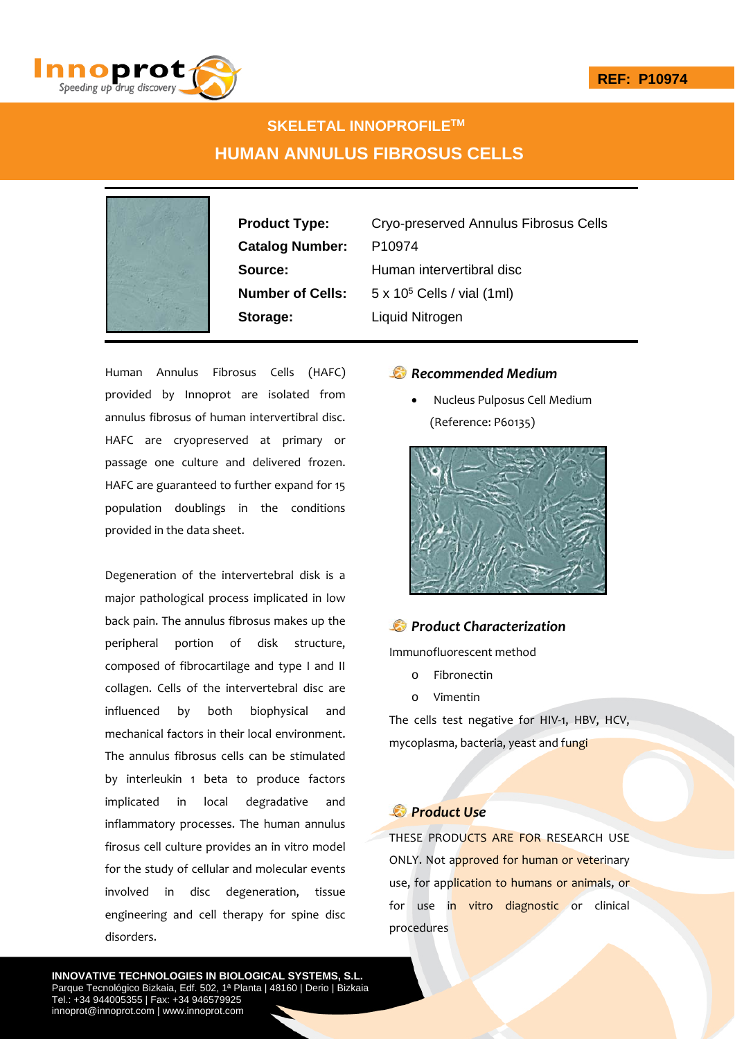REF: P10974

# SKELETAL INNOPROFILE™

# HUMAN ANNULUS FIBROSUS CELLS

| | |
|---|---|
| **Product Type:** | Cryo-preserved Annulus Fibrosus Cells |
| **Catalog Number:** | P10974 |
| **Source:** | Human intervertibral disc |
| **Number of Cells:** | 5 x $10^5$ Cells / vial (1ml) |
| **Storage:** | Liquid Nitrogen |

Human Annulus Fibrosus Cells (HAFC) provided by Innoprot are isolated from annulus fibrosus of human intervertibral disc. HAFC are cryopreserved at primary or passage one culture and delivered frozen. HAFC are guaranteed to further expand for 15 population doublings in the conditions provided in the data sheet.

Degeneration of the intervertebral disk is a major pathological process implicated in low back pain. The annulus fibrosus makes up the peripheral portion of disk structure, composed of fibrocartilage and type I and II collagen. Cells of the intervertebral disc are influenced by both biophysical and mechanical factors in their local environment. The annulus fibrosus cells can be stimulated by interleukin 1 beta to produce factors implicated in local degradative and inflammatory processes. The human annulus firosus cell culture provides an in vitro model for the study of cellular and molecular events involved in disc degeneration, tissue engineering and cell therapy for spine disc disorders.

## *Recommended Medium*

- Nucleus Pulposus Cell Medium (Reference: P60135)

## *Product Characterization*

Immunofluorescent method

- Fibronectin
- Vimentin

The cells test negative for HIV-1, HBV, HCV, mycoplasma, bacteria, yeast and fungi

## *Product Use*

THESE PRODUCTS ARE FOR RESEARCH USE ONLY. Not approved for human or veterinary use, for application to humans or animals, or for use in vitro diagnostic or clinical procedures

**INNOVATIVE TECHNOLOGIES IN BIOLOGICAL SYSTEMS, S.L.**
Parque Tecnológico Bizkaia, Edf. 502, 1ª Planta | 48160 | Derio | Bizkaia
Tel.: +34 944005355 | Fax: +34 946579925
innoprot@innoprot.com | www.innoprot.com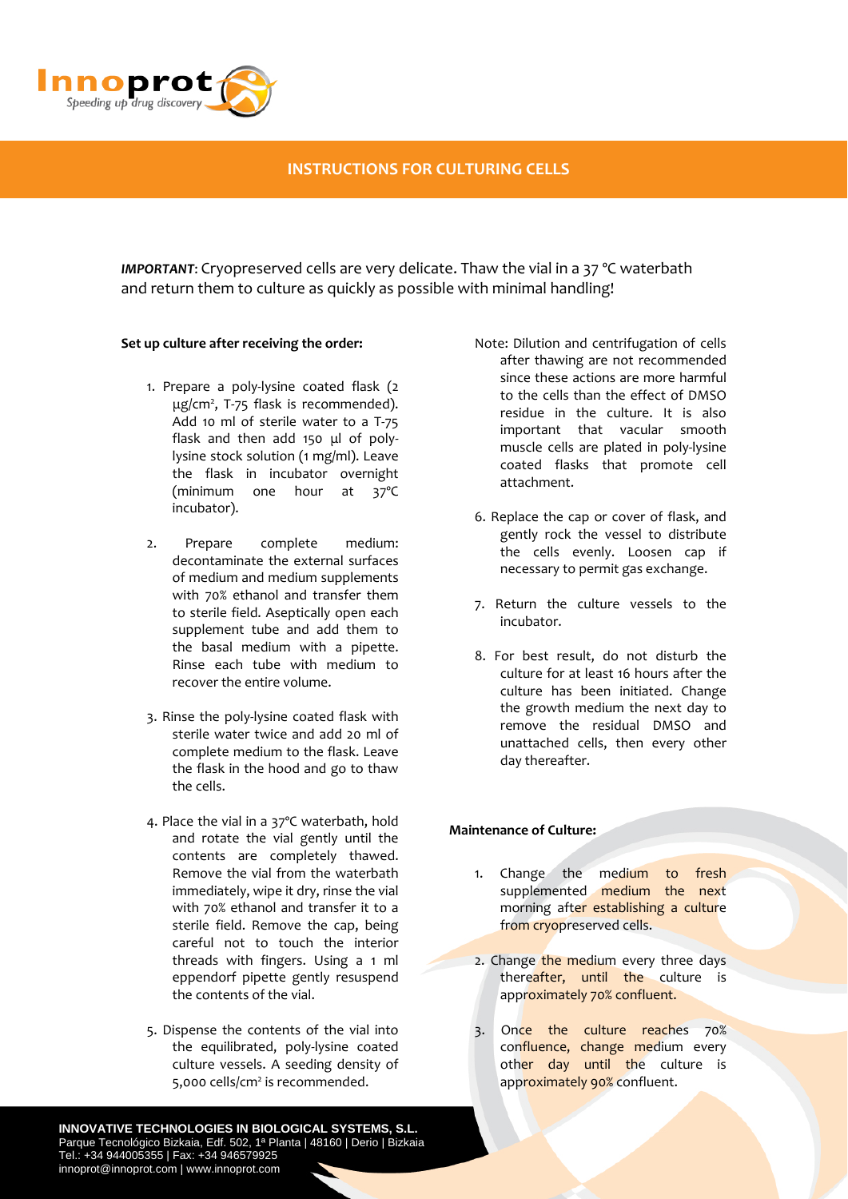## INSTRUCTIONS FOR CULTURING CELLS

***IMPORTANT***: Cryopreserved cells are very delicate. Thaw the vial in a 37 °C waterbath and return them to culture as quickly as possible with minimal handling!

**Set up culture after receiving the order:**

1. Prepare a poly-lysine coated flask (2 μg/cm², T-75 flask is recommended). Add 10 ml of sterile water to a T-75 flask and then add 150 μl of poly-lysine stock solution (1 mg/ml). Leave the flask in incubator overnight (minimum one hour at 37°C incubator).

2. Prepare complete medium: decontaminate the external surfaces of medium and medium supplements with 70% ethanol and transfer them to sterile field. Aseptically open each supplement tube and add them to the basal medium with a pipette. Rinse each tube with medium to recover the entire volume.

3. Rinse the poly-lysine coated flask with sterile water twice and add 20 ml of complete medium to the flask. Leave the flask in the hood and go to thaw the cells.

4. Place the vial in a 37°C waterbath, hold and rotate the vial gently until the contents are completely thawed. Remove the vial from the waterbath immediately, wipe it dry, rinse the vial with 70% ethanol and transfer it to a sterile field. Remove the cap, being careful not to touch the interior threads with fingers. Using a 1 ml eppendorf pipette gently resuspend the contents of the vial.

5. Dispense the contents of the vial into the equilibrated, poly-lysine coated culture vessels. A seeding density of 5,000 cells/cm² is recommended.

   Note: Dilution and centrifugation of cells after thawing are not recommended since these actions are more harmful to the cells than the effect of DMSO residue in the culture. It is also important that vacular smooth muscle cells are plated in poly-lysine coated flasks that promote cell attachment.

6. Replace the cap or cover of flask, and gently rock the vessel to distribute the cells evenly. Loosen cap if necessary to permit gas exchange.

7. Return the culture vessels to the incubator.

8. For best result, do not disturb the culture for at least 16 hours after the culture has been initiated. Change the growth medium the next day to remove the residual DMSO and unattached cells, then every other day thereafter.

**Maintenance of Culture:**

1. Change the medium to fresh supplemented medium the next morning after establishing a culture from cryopreserved cells.

2. Change the medium every three days thereafter, until the culture is approximately 70% confluent.

3. Once the culture reaches 70% confluence, change medium every other day until the culture is approximately 90% confluent.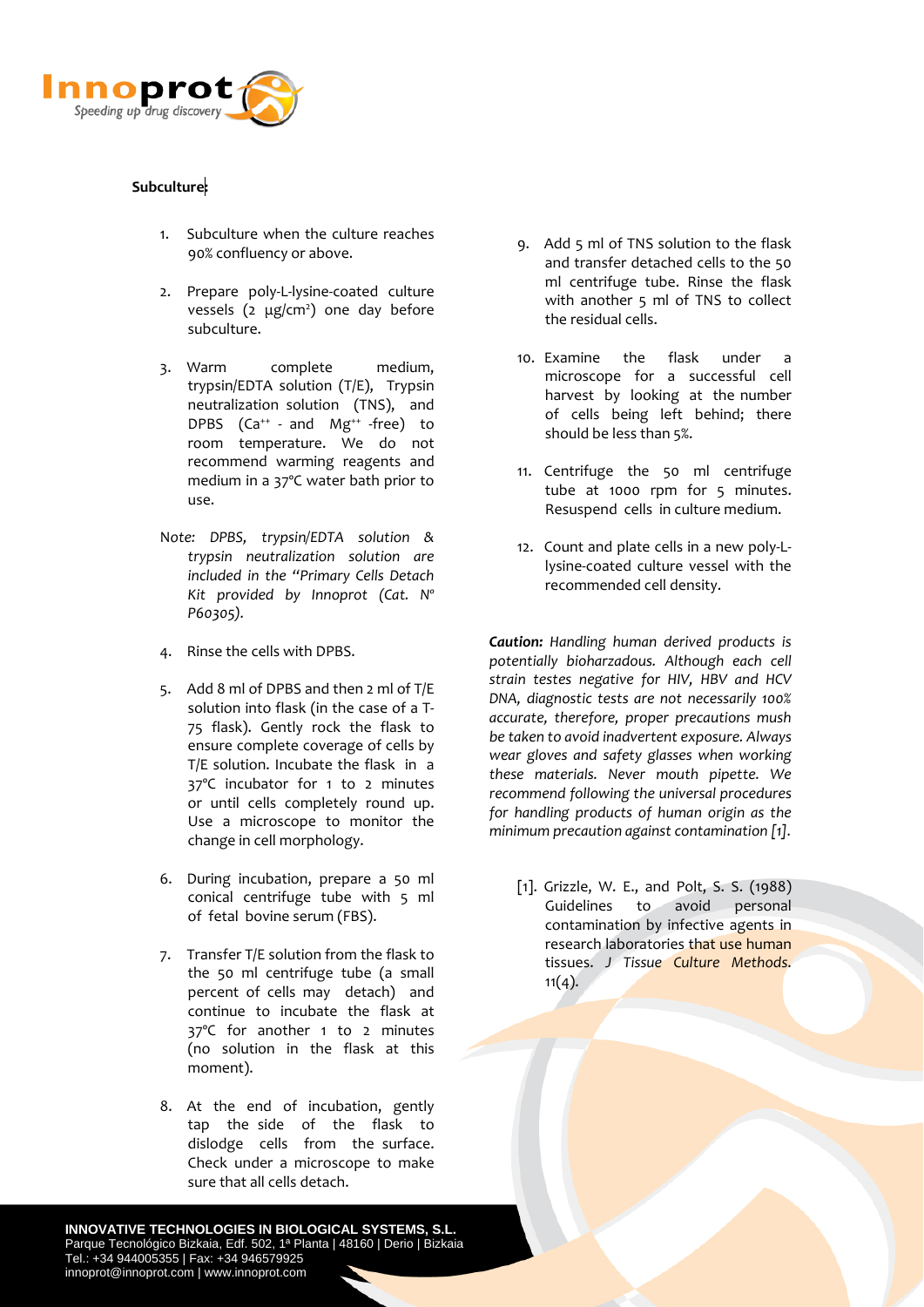**Subculture:**

1. Subculture when the culture reaches 90% confluency or above.

2. Prepare poly-L-lysine-coated culture vessels (2 µg/cm$^2$) one day before subculture.

3. Warm complete medium, trypsin/EDTA solution (T/E), Trypsin neutralization solution (TNS), and DPBS ($Ca^{++}$ - and $Mg^{++}$ -free) to room temperature. We do not recommend warming reagents and medium in a 37ºC water bath prior to use.

Note: *DPBS, trypsin/EDTA solution & trypsin neutralization solution are included in the "Primary Cells Detach Kit provided by Innoprot (Cat. Nº P60305).*

4. Rinse the cells with DPBS.

5. Add 8 ml of DPBS and then 2 ml of T/E solution into flask (in the case of a T-75 flask). Gently rock the flask to ensure complete coverage of cells by T/E solution. Incubate the flask in a 37ºC incubator for 1 to 2 minutes or until cells completely round up. Use a microscope to monitor the change in cell morphology.

6. During incubation, prepare a 50 ml conical centrifuge tube with 5 ml of fetal bovine serum (FBS).

7. Transfer T/E solution from the flask to the 50 ml centrifuge tube (a small percent of cells may detach) and continue to incubate the flask at 37ºC for another 1 to 2 minutes (no solution in the flask at this moment).

8. At the end of incubation, gently tap the side of the flask to dislodge cells from the surface. Check under a microscope to make sure that all cells detach.

9. Add 5 ml of TNS solution to the flask and transfer detached cells to the 50 ml centrifuge tube. Rinse the flask with another 5 ml of TNS to collect the residual cells.

10. Examine the flask under a microscope for a successful cell harvest by looking at the number of cells being left behind; there should be less than 5%.

11. Centrifuge the 50 ml centrifuge tube at 1000 rpm for 5 minutes. Resuspend cells in culture medium.

12. Count and plate cells in a new poly-L-lysine-coated culture vessel with the recommended cell density.

***Caution:*** *Handling human derived products is potentially biohazardous. Although each cell strain testes negative for HIV, HBV and HCV DNA, diagnostic tests are not necessarily 100% accurate, therefore, proper precautions mush be taken to avoid inadvertent exposure. Always wear gloves and safety glasses when working these materials. Never mouth pipette. We recommend following the universal procedures for handling products of human origin as the minimum precaution against contamination [1].*

[1]. Grizzle, W. E., and Polt, S. S. (1988) Guidelines to avoid personal contamination by infective agents in research laboratories that use human tissues. *J Tissue Culture Methods.* 11(4).

**INNOVATIVE TECHNOLOGIES IN BIOLOGICAL SYSTEMS, S.L.**
Parque Tecnológico Bizkaia, Edf. 502, 1ª Planta | 48160 | Derio | Bizkaia
Tel.: +34 944005355 | Fax: +34 946579925
innoprot@innoprot.com | www.innoprot.com